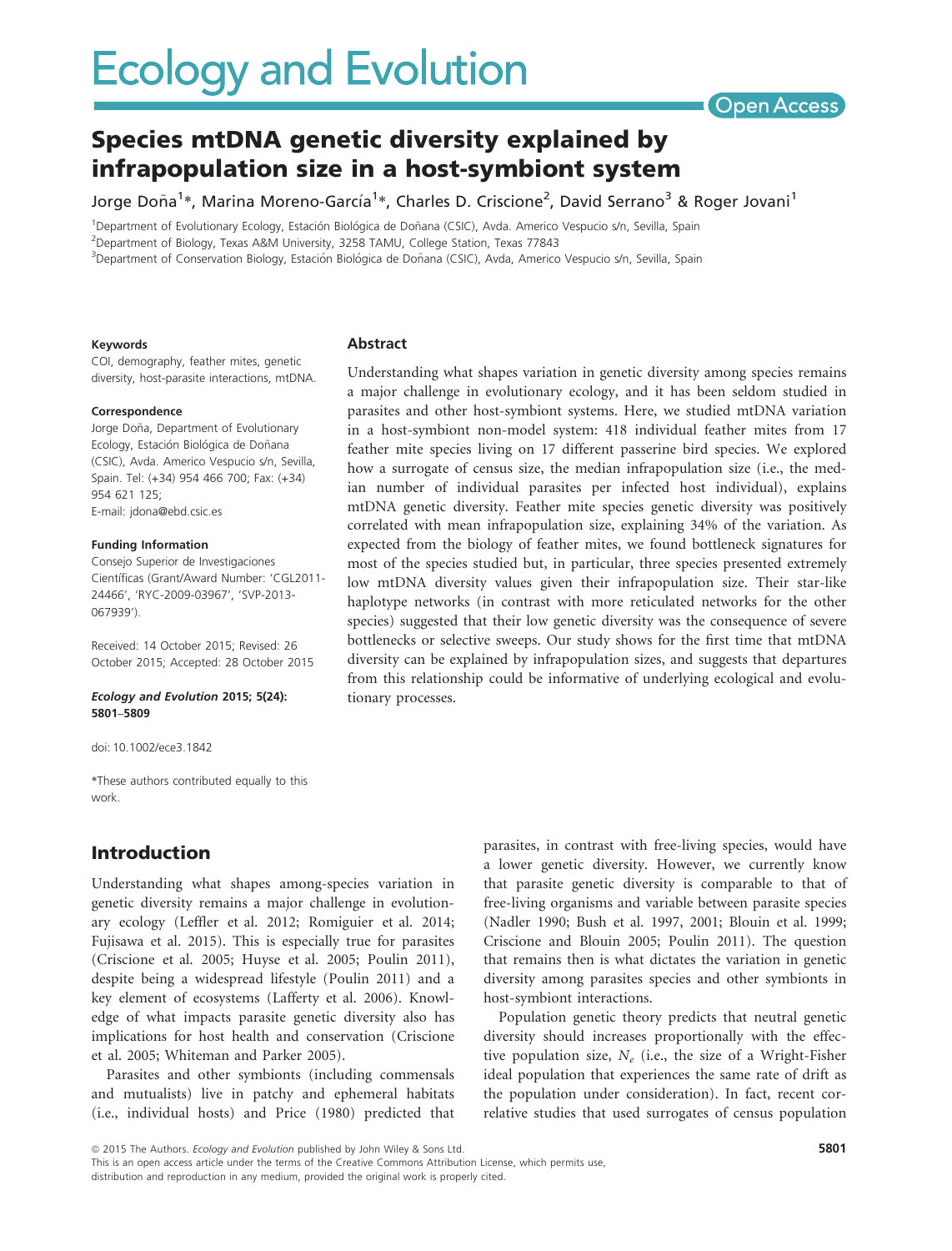# Species mtDNA genetic diversity explained by infrapopulation size in a host-symbiont system

Jorge Doña[1]*, Marina Moreno-García[1]*, Charles D. Criscione[2], David Serrano[3] & Roger Jovani[1]

[1]Department of Evolutionary Ecology, Estación Biológica de Doñana (CSIC), Avda. Americo Vespucio s/n, Sevilla, Spain
[2]Department of Biology, Texas A&M University, 3258 TAMU, College Station, Texas 77843
[3]Department of Conservation Biology, Estación Biológica de Doñana (CSIC), Avda, Americo Vespucio s/n, Sevilla, Spain

#### Keywords

COI, demography, feather mites, genetic diversity, host-parasite interactions, mtDNA.

#### Correspondence

Jorge Doña, Department of Evolutionary Ecology, Estación Biológica de Doñana (CSIC), Avda. Americo Vespucio s/n, Sevilla, Spain. Tel: (+34) 954 466 700; Fax: (+34) 954 621 125;
E-mail: jdona@ebd.csic.es

#### Funding Information

Consejo Superior de Investigaciones Científicas (Grant/Award Number: 'CGL2011-24466', 'RYC-2009-03967', 'SVP-2013-067939').

Received: 14 October 2015; Revised: 26 October 2015; Accepted: 28 October 2015

*Ecology and Evolution* 2015; 5(24): 5801–5809

doi: 10.1002/ece3.1842

*These authors contributed equally to this work.

## Abstract

Understanding what shapes variation in genetic diversity among species remains a major challenge in evolutionary ecology, and it has been seldom studied in parasites and other host-symbiont systems. Here, we studied mtDNA variation in a host-symbiont non-model system: 418 individual feather mites from 17 feather mite species living on 17 different passerine bird species. We explored how a surrogate of census size, the median infrapopulation size (i.e., the median number of individual parasites per infected host individual), explains mtDNA genetic diversity. Feather mite species genetic diversity was positively correlated with mean infrapopulation size, explaining 34% of the variation. As expected from the biology of feather mites, we found bottleneck signatures for most of the species studied but, in particular, three species presented extremely low mtDNA diversity values given their infrapopulation size. Their star-like haplotype networks (in contrast with more reticulated networks for the other species) suggested that their low genetic diversity was the consequence of severe bottlenecks or selective sweeps. Our study shows for the first time that mtDNA diversity can be explained by infrapopulation sizes, and suggests that departures from this relationship could be informative of underlying ecological and evolutionary processes.

## Introduction

Understanding what shapes among-species variation in genetic diversity remains a major challenge in evolutionary ecology (Leffler et al. 2012; Romiguier et al. 2014; Fujisawa et al. 2015). This is especially true for parasites (Criscione et al. 2005; Huyse et al. 2005; Poulin 2011), despite being a widespread lifestyle (Poulin 2011) and a key element of ecosystems (Lafferty et al. 2006). Knowledge of what impacts parasite genetic diversity also has implications for host health and conservation (Criscione et al. 2005; Whiteman and Parker 2005).

Parasites and other symbionts (including commensals and mutualists) live in patchy and ephemeral habitats (i.e., individual hosts) and Price (1980) predicted that parasites, in contrast with free-living species, would have a lower genetic diversity. However, we currently know that parasite genetic diversity is comparable to that of free-living organisms and variable between parasite species (Nadler 1990; Bush et al. 1997, 2001; Blouin et al. 1999; Criscione and Blouin 2005; Poulin 2011). The question that remains then is what dictates the variation in genetic diversity among parasites species and other symbionts in host-symbiont interactions.

Population genetic theory predicts that neutral genetic diversity should increases proportionally with the effective population size, $N_e$ (i.e., the size of a Wright-Fisher ideal population that experiences the same rate of drift as the population under consideration). In fact, recent correlative studies that used surrogates of census population

© 2015 The Authors. *Ecology and Evolution* published by John Wiley & Sons Ltd.
This is an open access article under the terms of the Creative Commons Attribution License, which permits use, distribution and reproduction in any medium, provided the original work is properly cited.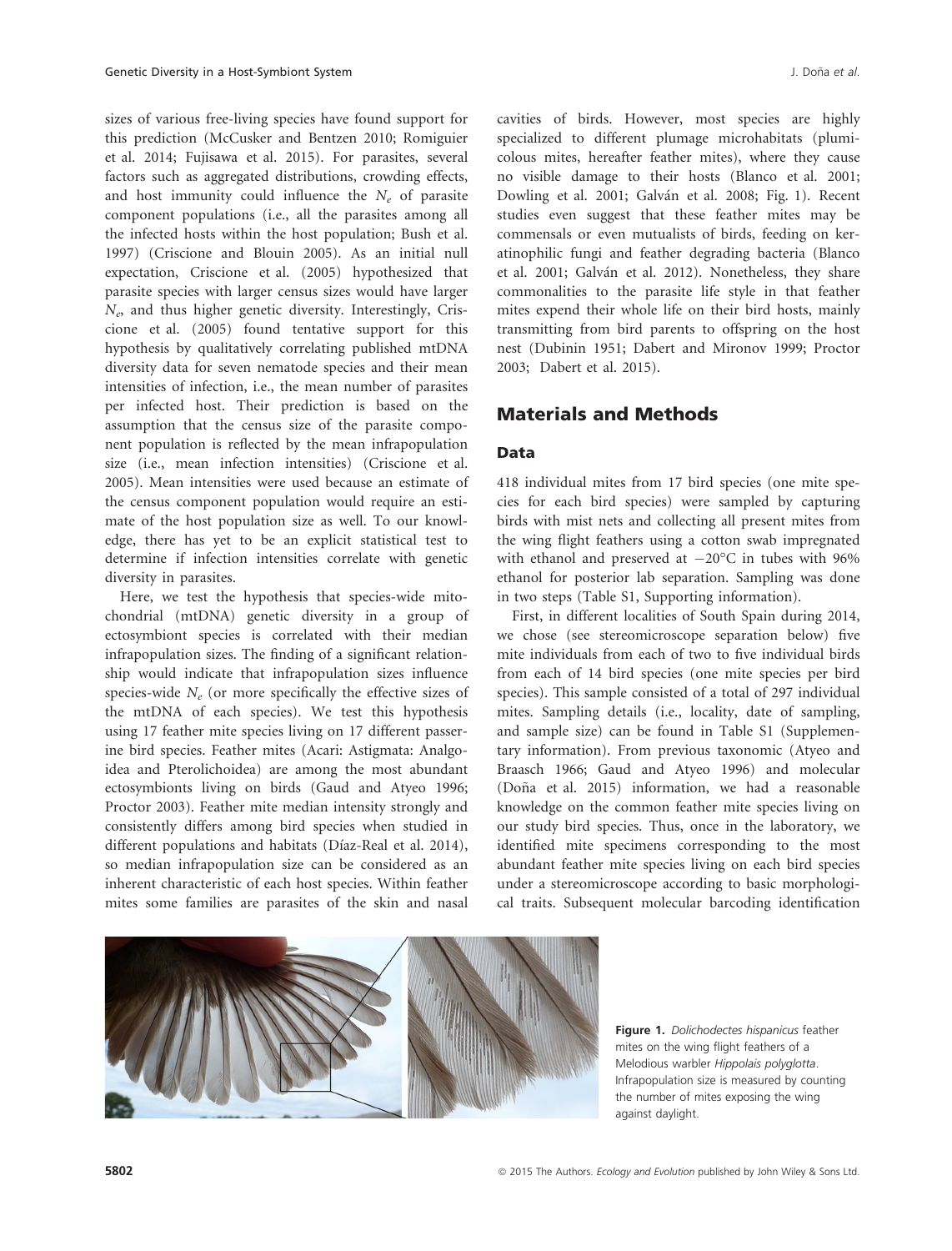sizes of various free-living species have found support for this prediction (McCusker and Bentzen 2010; Romiguier et al. 2014; Fujisawa et al. 2015). For parasites, several factors such as aggregated distributions, crowding effects, and host immunity could influence the $N_e$ of parasite component populations (i.e., all the parasites among all the infected hosts within the host population; Bush et al. 1997) (Criscione and Blouin 2005). As an initial null expectation, Criscione et al. (2005) hypothesized that parasite species with larger census sizes would have larger $N_e$, and thus higher genetic diversity. Interestingly, Criscione et al. (2005) found tentative support for this hypothesis by qualitatively correlating published mtDNA diversity data for seven nematode species and their mean intensities of infection, i.e., the mean number of parasites per infected host. Their prediction is based on the assumption that the census size of the parasite component population is reflected by the mean infrapopulation size (i.e., mean infection intensities) (Criscione et al. 2005). Mean intensities were used because an estimate of the census component population would require an estimate of the host population size as well. To our knowledge, there has yet to be an explicit statistical test to determine if infection intensities correlate with genetic diversity in parasites.

Here, we test the hypothesis that species-wide mitochondrial (mtDNA) genetic diversity in a group of ectosymbiont species is correlated with their median infrapopulation sizes. The finding of a significant relationship would indicate that infrapopulation sizes influence species-wide $N_e$ (or more specifically the effective sizes of the mtDNA of each species). We test this hypothesis using 17 feather mite species living on 17 different passerine bird species. Feather mites (Acari: Astigmata: Analgoidea and Pterolichoidea) are among the most abundant ectosymbionts living on birds (Gaud and Atyeo 1996; Proctor 2003). Feather mite median intensity strongly and consistently differs among bird species when studied in different populations and habitats (Díaz-Real et al. 2014), so median infrapopulation size can be considered as an inherent characteristic of each host species. Within feather mites some families are parasites of the skin and nasal cavities of birds. However, most species are highly specialized to different plumage microhabitats (plumicolous mites, hereafter feather mites), where they cause no visible damage to their hosts (Blanco et al. 2001; Dowling et al. 2001; Galván et al. 2008; Fig. 1). Recent studies even suggest that these feather mites may be commensals or even mutualists of birds, feeding on keratinophilic fungi and feather degrading bacteria (Blanco et al. 2001; Galván et al. 2012). Nonetheless, they share commonalities to the parasite life style in that feather mites expend their whole life on their bird hosts, mainly transmitting from bird parents to offspring on the host nest (Dubinin 1951; Dabert and Mironov 1999; Proctor 2003; Dabert et al. 2015).

## Materials and Methods

### Data

418 individual mites from 17 bird species (one mite species for each bird species) were sampled by capturing birds with mist nets and collecting all present mites from the wing flight feathers using a cotton swab impregnated with ethanol and preserved at −20°C in tubes with 96% ethanol for posterior lab separation. Sampling was done in two steps (Table S1, Supporting information).

First, in different localities of South Spain during 2014, we chose (see stereomicroscope separation below) five mite individuals from each of two to five individual birds from each of 14 bird species (one mite species per bird species). This sample consisted of a total of 297 individual mites. Sampling details (i.e., locality, date of sampling, and sample size) can be found in Table S1 (Supplementary information). From previous taxonomic (Atyeo and Braasch 1966; Gaud and Atyeo 1996) and molecular (Doña et al. 2015) information, we had a reasonable knowledge on the common feather mite species living on our study bird species. Thus, once in the laboratory, we identified mite specimens corresponding to the most abundant feather mite species living on each bird species under a stereomicroscope according to basic morphological traits. Subsequent molecular barcoding identification

**Figure 1.** *Dolichodectes hispanicus* feather mites on the wing flight feathers of a Melodious warbler *Hippolais polyglotta*. Infrapopulation size is measured by counting the number of mites exposing the wing against daylight.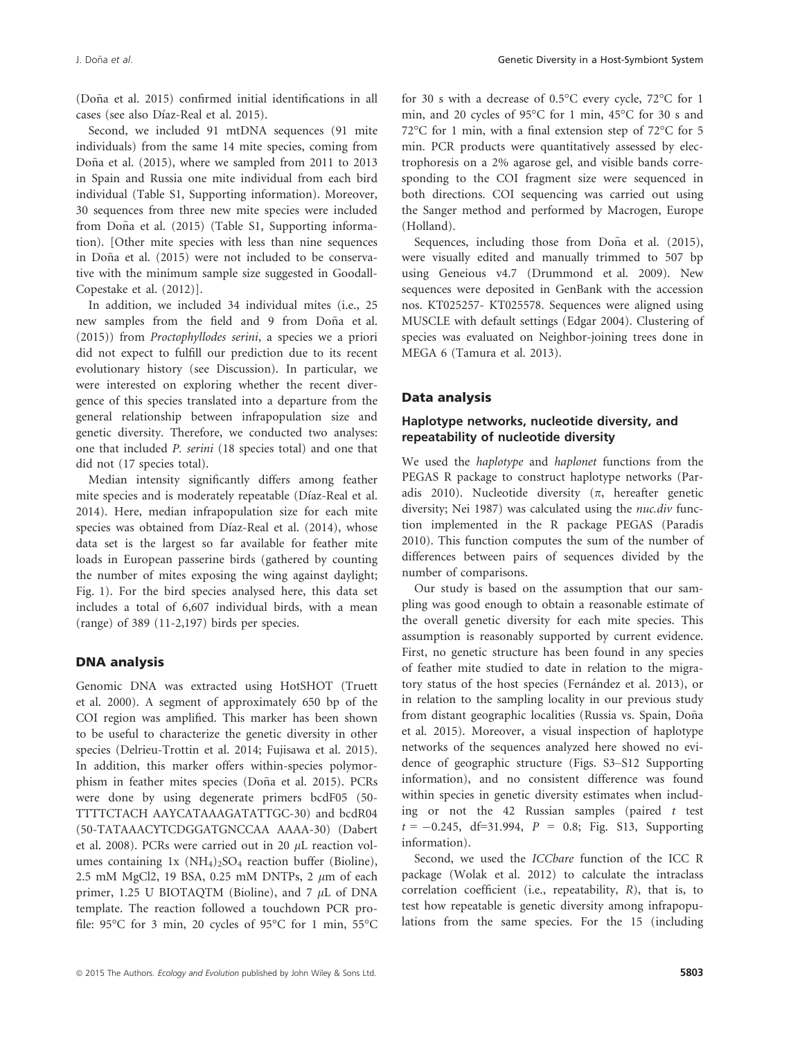(Doña et al. 2015) confirmed initial identifications in all cases (see also Díaz-Real et al. 2015).

Second, we included 91 mtDNA sequences (91 mite individuals) from the same 14 mite species, coming from Doña et al. (2015), where we sampled from 2011 to 2013 in Spain and Russia one mite individual from each bird individual (Table S1, Supporting information). Moreover, 30 sequences from three new mite species were included from Doña et al. (2015) (Table S1, Supporting information). [Other mite species with less than nine sequences in Doña et al. (2015) were not included to be conservative with the minimum sample size suggested in Goodall-Copestake et al. (2012)].

In addition, we included 34 individual mites (i.e., 25 new samples from the field and 9 from Doña et al. (2015)) from *Proctophyllodes serini*, a species we a priori did not expect to fulfill our prediction due to its recent evolutionary history (see Discussion). In particular, we were interested on exploring whether the recent divergence of this species translated into a departure from the general relationship between infrapopulation size and genetic diversity. Therefore, we conducted two analyses: one that included *P. serini* (18 species total) and one that did not (17 species total).

Median intensity significantly differs among feather mite species and is moderately repeatable (Díaz-Real et al. 2014). Here, median infrapopulation size for each mite species was obtained from Díaz-Real et al. (2014), whose data set is the largest so far available for feather mite loads in European passerine birds (gathered by counting the number of mites exposing the wing against daylight; Fig. 1). For the bird species analysed here, this data set includes a total of 6,607 individual birds, with a mean (range) of 389 (11-2,197) birds per species.

### DNA analysis

Genomic DNA was extracted using HotSHOT (Truett et al. 2000). A segment of approximately 650 bp of the COI region was amplified. This marker has been shown to be useful to characterize the genetic diversity in other species (Delrieu-Trottin et al. 2014; Fujisawa et al. 2015). In addition, this marker offers within-species polymorphism in feather mites species (Doña et al. 2015). PCRs were done by using degenerate primers bcdF05 (50-TTTTCTACH AAYCATAAAGATATTGC-30) and bcdR04 (50-TATAAACYTCDGGATGNCCAA AAAA-30) (Dabert et al. 2008). PCRs were carried out in 20 $\mu$L reaction volumes containing 1x $(NH_4)_2SO_4$ reaction buffer (Bioline), 2.5 mM MgCl2, 19 BSA, 0.25 mM DNTPs, 2 $\mu$m of each primer, 1.25 U BIOTAQTM (Bioline), and 7 $\mu$L of DNA template. The reaction followed a touchdown PCR profile: 95°C for 3 min, 20 cycles of 95°C for 1 min, 55°C for 30 s with a decrease of 0.5°C every cycle, 72°C for 1 min, and 20 cycles of 95°C for 1 min, 45°C for 30 s and 72°C for 1 min, with a final extension step of 72°C for 5 min. PCR products were quantitatively assessed by electrophoresis on a 2% agarose gel, and visible bands corresponding to the COI fragment size were sequenced in both directions. COI sequencing was carried out using the Sanger method and performed by Macrogen, Europe (Holland).

Sequences, including those from Doña et al. (2015), were visually edited and manually trimmed to 507 bp using Geneious v4.7 (Drummond et al. 2009). New sequences were deposited in GenBank with the accession nos. KT025257- KT025578. Sequences were aligned using MUSCLE with default settings (Edgar 2004). Clustering of species was evaluated on Neighbor-joining trees done in MEGA 6 (Tamura et al. 2013).

## Data analysis

### Haplotype networks, nucleotide diversity, and repeatability of nucleotide diversity

We used the *haplotype* and *haplonet* functions from the PEGAS R package to construct haplotype networks (Paradis 2010). Nucleotide diversity ($\pi$, hereafter genetic diversity; Nei 1987) was calculated using the *nuc.div* function implemented in the R package PEGAS (Paradis 2010). This function computes the sum of the number of differences between pairs of sequences divided by the number of comparisons.

Our study is based on the assumption that our sampling was good enough to obtain a reasonable estimate of the overall genetic diversity for each mite species. This assumption is reasonably supported by current evidence. First, no genetic structure has been found in any species of feather mite studied to date in relation to the migratory status of the host species (Fernández et al. 2013), or in relation to the sampling locality in our previous study from distant geographic localities (Russia vs. Spain, Doña et al. 2015). Moreover, a visual inspection of haplotype networks of the sequences analyzed here showed no evidence of geographic structure (Figs. S3–S12 Supporting information), and no consistent difference was found within species in genetic diversity estimates when including or not the 42 Russian samples (paired $t$ test $t = -0.245$, df=31.994, $P = 0.8$; Fig. S13, Supporting information).

Second, we used the *ICCbare* function of the ICC R package (Wolak et al. 2012) to calculate the intraclass correlation coefficient (i.e., repeatability, $R$), that is, to test how repeatable is genetic diversity among infrapopulations from the same species. For the 15 (including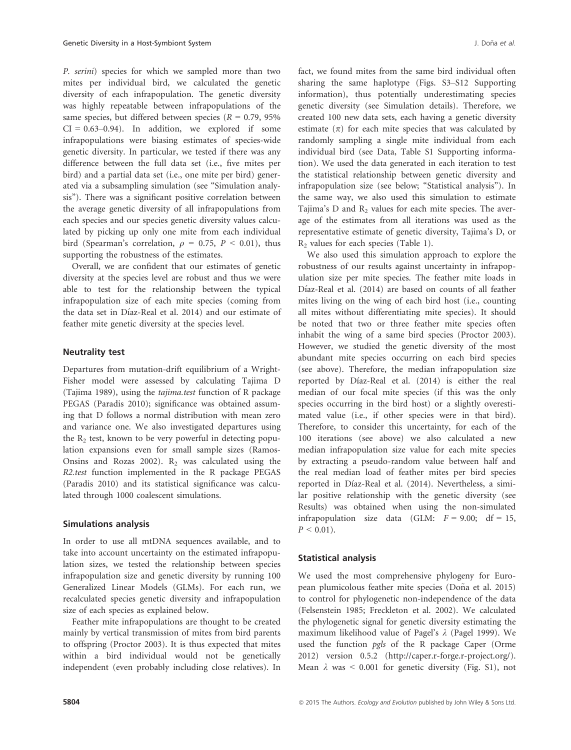*P. serini*) species for which we sampled more than two mites per individual bird, we calculated the genetic diversity of each infrapopulation. The genetic diversity was highly repeatable between infrapopulations of the same species, but differed between species ($R = 0.79$, 95% CI = 0.63–0.94). In addition, we explored if some infrapopulations were biasing estimates of species-wide genetic diversity. In particular, we tested if there was any difference between the full data set (i.e., five mites per bird) and a partial data set (i.e., one mite per bird) generated via a subsampling simulation (see "Simulation analysis"). There was a significant positive correlation between the average genetic diversity of all infrapopulations from each species and our species genetic diversity values calculated by picking up only one mite from each individual bird (Spearman's correlation, $\rho = 0.75$, $P < 0.01$), thus supporting the robustness of the estimates.

Overall, we are confident that our estimates of genetic diversity at the species level are robust and thus we were able to test for the relationship between the typical infrapopulation size of each mite species (coming from the data set in Díaz-Real et al. 2014) and our estimate of feather mite genetic diversity at the species level.

### Neutrality test

Departures from mutation-drift equilibrium of a Wright-Fisher model were assessed by calculating Tajima D (Tajima 1989), using the *tajima.test* function of R package PEGAS (Paradis 2010); significance was obtained assuming that D follows a normal distribution with mean zero and variance one. We also investigated departures using the $R_2$ test, known to be very powerful in detecting population expansions even for small sample sizes (Ramos-Onsins and Rozas 2002). $R_2$ was calculated using the *R2.test* function implemented in the R package PEGAS (Paradis 2010) and its statistical significance was calculated through 1000 coalescent simulations.

### Simulations analysis

In order to use all mtDNA sequences available, and to take into account uncertainty on the estimated infrapopulation sizes, we tested the relationship between species infrapopulation size and genetic diversity by running 100 Generalized Linear Models (GLMs). For each run, we recalculated species genetic diversity and infrapopulation size of each species as explained below.

Feather mite infrapopulations are thought to be created mainly by vertical transmission of mites from bird parents to offspring (Proctor 2003). It is thus expected that mites within a bird individual would not be genetically independent (even probably including close relatives). In fact, we found mites from the same bird individual often sharing the same haplotype (Figs. S3–S12 Supporting information), thus potentially underestimating species genetic diversity (see Simulation details). Therefore, we created 100 new data sets, each having a genetic diversity estimate ($\pi$) for each mite species that was calculated by randomly sampling a single mite individual from each individual bird (see Data, Table S1 Supporting information). We used the data generated in each iteration to test the statistical relationship between genetic diversity and infrapopulation size (see below; "Statistical analysis"). In the same way, we also used this simulation to estimate Tajima's D and $R_2$ values for each mite species. The average of the estimates from all iterations was used as the representative estimate of genetic diversity, Tajima's D, or $R_2$ values for each species (Table 1).

We also used this simulation approach to explore the robustness of our results against uncertainty in infrapopulation size per mite species. The feather mite loads in Díaz-Real et al. (2014) are based on counts of all feather mites living on the wing of each bird host (i.e., counting all mites without differentiating mite species). It should be noted that two or three feather mite species often inhabit the wing of a same bird species (Proctor 2003). However, we studied the genetic diversity of the most abundant mite species occurring on each bird species (see above). Therefore, the median infrapopulation size reported by Díaz-Real et al. (2014) is either the real median of our focal mite species (if this was the only species occurring in the bird host) or a slightly overestimated value (i.e., if other species were in that bird). Therefore, to consider this uncertainty, for each of the 100 iterations (see above) we also calculated a new median infrapopulation size value for each mite species by extracting a pseudo-random value between half and the real median load of feather mites per bird species reported in Díaz-Real et al. (2014). Nevertheless, a similar positive relationship with the genetic diversity (see Results) was obtained when using the non-simulated infrapopulation size data (GLM: $F = 9.00$; df = 15, $P < 0.01$).

### Statistical analysis

We used the most comprehensive phylogeny for European plumicolous feather mite species (Doña et al. 2015) to control for phylogenetic non-independence of the data (Felsenstein 1985; Freckleton et al. 2002). We calculated the phylogenetic signal for genetic diversity estimating the maximum likelihood value of Pagel's $\lambda$ (Pagel 1999). We used the function *pgls* of the R package Caper (Orme 2012) version 0.5.2 (http://caper.r-forge.r-project.org/). Mean $\lambda$ was < 0.001 for genetic diversity (Fig. S1), not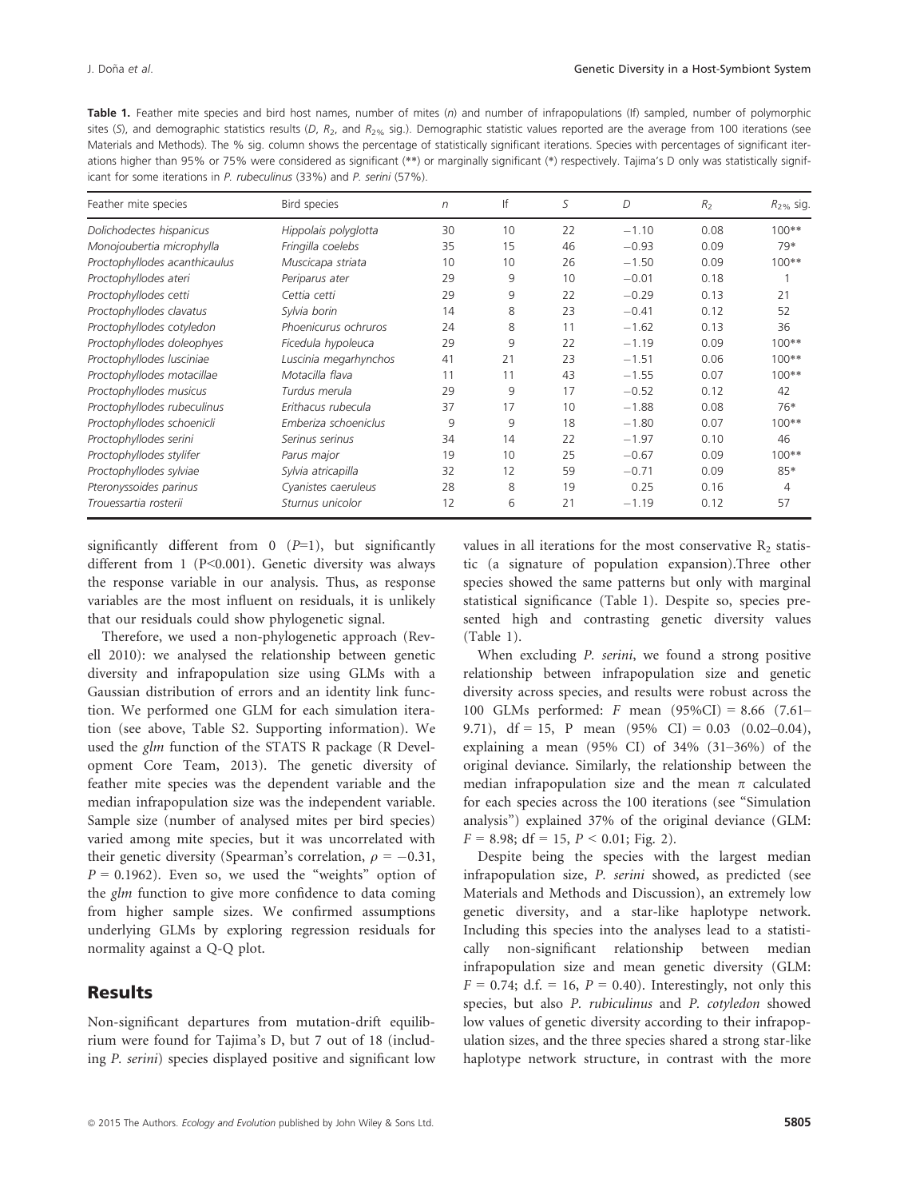**Table 1.** Feather mite species and bird host names, number of mites ($n$) and number of infrapopulations (If) sampled, number of polymorphic sites ($S$), and demographic statistics results ($D$, $R_2$, and $R_{2\%}$ sig.). Demographic statistic values reported are the average from 100 iterations (see Materials and Methods). The % sig. column shows the percentage of statistically significant iterations. Species with percentages of significant iterations higher than 95% or 75% were considered as significant (**) or marginally significant (*) respectively. Tajima's D only was statistically significant for some iterations in *P. rubeculinus* (33%) and *P. serini* (57%).

| Feather mite species | Bird species | $n$ | If | $S$ | $D$ | $R_2$ | $R_{2\%}$ sig. |
|---|---|---|---|---|---|---|---|
| *Dolichodectes hispanicus* | *Hippolais polyglotta* | 30 | 10 | 22 | −1.10 | 0.08 | 100** |
| *Monojoubertia microphylla* | *Fringilla coelebs* | 35 | 15 | 46 | −0.93 | 0.09 | 79* |
| *Proctophyllodes acanthicaulus* | *Muscicapa striata* | 10 | 10 | 26 | −1.50 | 0.09 | 100** |
| *Proctophyllodes ateri* | *Periparus ater* | 29 | 9 | 10 | −0.01 | 0.18 | 1 |
| *Proctophyllodes cetti* | *Cettia cetti* | 29 | 9 | 22 | −0.29 | 0.13 | 21 |
| *Proctophyllodes clavatus* | *Sylvia borin* | 14 | 8 | 23 | −0.41 | 0.12 | 52 |
| *Proctophyllodes cotyledon* | *Phoenicurus ochruros* | 24 | 8 | 11 | −1.62 | 0.13 | 36 |
| *Proctophyllodes doleophyes* | *Ficedula hypoleuca* | 29 | 9 | 22 | −1.19 | 0.09 | 100** |
| *Proctophyllodes lusciniae* | *Luscinia megarhynchos* | 41 | 21 | 23 | −1.51 | 0.06 | 100** |
| *Proctophyllodes motacillae* | *Motacilla flava* | 11 | 11 | 43 | −1.55 | 0.07 | 100** |
| *Proctophyllodes musicus* | *Turdus merula* | 29 | 9 | 17 | −0.52 | 0.12 | 42 |
| *Proctophyllodes rubeculinus* | *Erithacus rubecula* | 37 | 17 | 10 | −1.88 | 0.08 | 76* |
| *Proctophyllodes schoenicli* | *Emberiza schoeniclus* | 9 | 9 | 18 | −1.80 | 0.07 | 100** |
| *Proctophyllodes serini* | *Serinus serinus* | 34 | 14 | 22 | −1.97 | 0.10 | 46 |
| *Proctophyllodes stylifer* | *Parus major* | 19 | 10 | 25 | −0.67 | 0.09 | 100** |
| *Proctophyllodes sylviae* | *Sylvia atricapilla* | 32 | 12 | 59 | −0.71 | 0.09 | 85* |
| *Pteronyssoides parinus* | *Cyanistes caeruleus* | 28 | 8 | 19 | 0.25 | 0.16 | 4 |
| *Trouessartia rosterii* | *Sturnus unicolor* | 12 | 6 | 21 | −1.19 | 0.12 | 57 |

significantly different from 0 ($P$=1), but significantly different from 1 ($P$<0.001). Genetic diversity was always the response variable in our analysis. Thus, as response variables are the most influent on residuals, it is unlikely that our residuals could show phylogenetic signal.

Therefore, we used a non-phylogenetic approach (Revell 2010): we analysed the relationship between genetic diversity and infrapopulation size using GLMs with a Gaussian distribution of errors and an identity link function. We performed one GLM for each simulation iteration (see above, Table S2. Supporting information). We used the *glm* function of the STATS R package (R Development Core Team, 2013). The genetic diversity of feather mite species was the dependent variable and the median infrapopulation size was the independent variable. Sample size (number of analysed mites per bird species) varied among mite species, but it was uncorrelated with their genetic diversity (Spearman's correlation, $\rho = -0.31$, $P = 0.1962$). Even so, we used the "weights" option of the *glm* function to give more confidence to data coming from higher sample sizes. We confirmed assumptions underlying GLMs by exploring regression residuals for normality against a Q-Q plot.

## Results

Non-significant departures from mutation-drift equilibrium were found for Tajima's D, but 7 out of 18 (including *P. serini*) species displayed positive and significant low values in all iterations for the most conservative $R_2$ statistic (a signature of population expansion).Three other species showed the same patterns but only with marginal statistical significance (Table 1). Despite so, species presented high and contrasting genetic diversity values (Table 1).

When excluding *P. serini*, we found a strong positive relationship between infrapopulation size and genetic diversity across species, and results were robust across the 100 GLMs performed: $F$ mean (95%CI) = 8.66 (7.61–9.71), df = 15, P mean (95% CI) = 0.03 (0.02–0.04), explaining a mean (95% CI) of 34% (31–36%) of the original deviance. Similarly, the relationship between the median infrapopulation size and the mean $\pi$ calculated for each species across the 100 iterations (see "Simulation analysis") explained 37% of the original deviance (GLM: $F = 8.98$; df = 15, $P < 0.01$; Fig. 2).

Despite being the species with the largest median infrapopulation size, *P. serini* showed, as predicted (see Materials and Methods and Discussion), an extremely low genetic diversity, and a star-like haplotype network. Including this species into the analyses lead to a statistically non-significant relationship between median infrapopulation size and mean genetic diversity (GLM: $F = 0.74$; d.f. = 16, $P = 0.40$). Interestingly, not only this species, but also *P. rubiculinus* and *P. cotyledon* showed low values of genetic diversity according to their infrapopulation sizes, and the three species shared a strong star-like haplotype network structure, in contrast with the more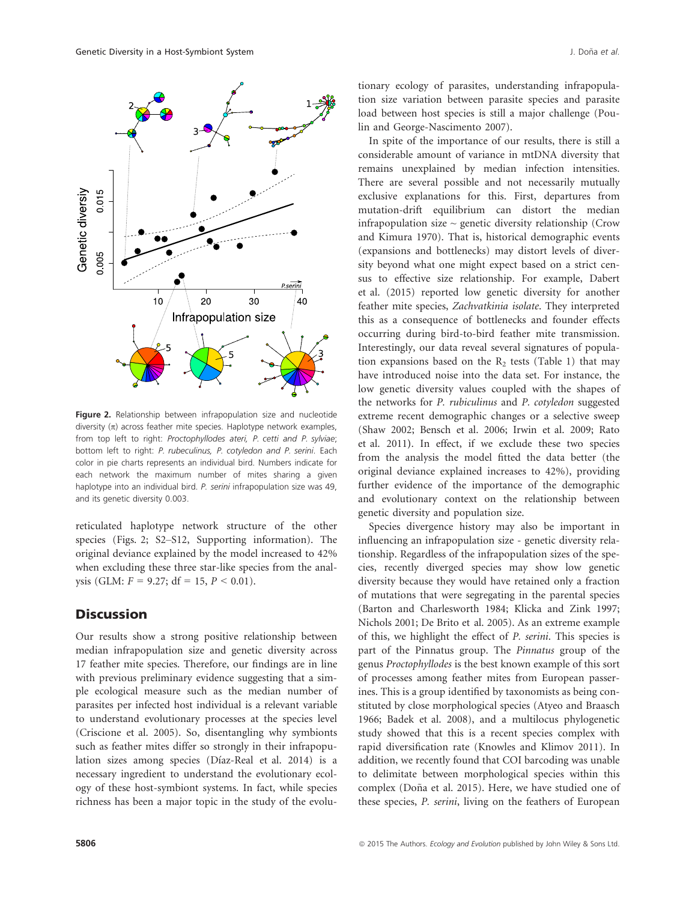**Figure 2.** Relationship between infrapopulation size and nucleotide diversity (π) across feather mite species. Haplotype network examples, from top left to right: *Proctophyllodes ateri, P. cetti* and *P. sylviae*; bottom left to right: *P. rubeculinus, P. cotyledon* and *P. serini*. Each color in pie charts represents an individual bird. Numbers indicate for each network the maximum number of mites sharing a given haplotype into an individual bird. *P. serini* infrapopulation size was 49, and its genetic diversity 0.003.

reticulated haplotype network structure of the other species (Figs. 2; S2–S12, Supporting information). The original deviance explained by the model increased to 42% when excluding these three star-like species from the analysis (GLM: $F = 9.27$; df = 15, $P < 0.01$).

## Discussion

Our results show a strong positive relationship between median infrapopulation size and genetic diversity across 17 feather mite species. Therefore, our findings are in line with previous preliminary evidence suggesting that a simple ecological measure such as the median number of parasites per infected host individual is a relevant variable to understand evolutionary processes at the species level (Criscione et al. 2005). So, disentangling why symbionts such as feather mites differ so strongly in their infrapopulation sizes among species (Díaz-Real et al. 2014) is a necessary ingredient to understand the evolutionary ecology of these host-symbiont systems. In fact, while species richness has been a major topic in the study of the evolutionary ecology of parasites, understanding infrapopulation size variation between parasite species and parasite load between host species is still a major challenge (Poulin and George-Nascimento 2007).

In spite of the importance of our results, there is still a considerable amount of variance in mtDNA diversity that remains unexplained by median infection intensities. There are several possible and not necessarily mutually exclusive explanations for this. First, departures from mutation-drift equilibrium can distort the median infrapopulation size ~ genetic diversity relationship (Crow and Kimura 1970). That is, historical demographic events (expansions and bottlenecks) may distort levels of diversity beyond what one might expect based on a strict census to effective size relationship. For example, Dabert et al. (2015) reported low genetic diversity for another feather mite species, *Zachvatkinia isolate*. They interpreted this as a consequence of bottlenecks and founder effects occurring during bird-to-bird feather mite transmission. Interestingly, our data reveal several signatures of population expansions based on the $R_2$ tests (Table 1) that may have introduced noise into the data set. For instance, the low genetic diversity values coupled with the shapes of the networks for *P. rubiculinus* and *P. cotyledon* suggested extreme recent demographic changes or a selective sweep (Shaw 2002; Bensch et al. 2006; Irwin et al. 2009; Rato et al. 2011). In effect, if we exclude these two species from the analysis the model fitted the data better (the original deviance explained increases to 42%), providing further evidence of the importance of the demographic and evolutionary context on the relationship between genetic diversity and population size.

Species divergence history may also be important in influencing an infrapopulation size - genetic diversity relationship. Regardless of the infrapopulation sizes of the species, recently diverged species may show low genetic diversity because they would have retained only a fraction of mutations that were segregating in the parental species (Barton and Charlesworth 1984; Klicka and Zink 1997; Nichols 2001; De Brito et al. 2005). As an extreme example of this, we highlight the effect of *P. serini*. This species is part of the Pinnatus group. The *Pinnatus* group of the genus *Proctophyllodes* is the best known example of this sort of processes among feather mites from European passerines. This is a group identified by taxonomists as being constituted by close morphological species (Atyeo and Braasch 1966; Badek et al. 2008), and a multilocus phylogenetic study showed that this is a recent species complex with rapid diversification rate (Knowles and Klimov 2011). In addition, we recently found that COI barcoding was unable to delimitate between morphological species within this complex (Doña et al. 2015). Here, we have studied one of these species, *P. serini*, living on the feathers of European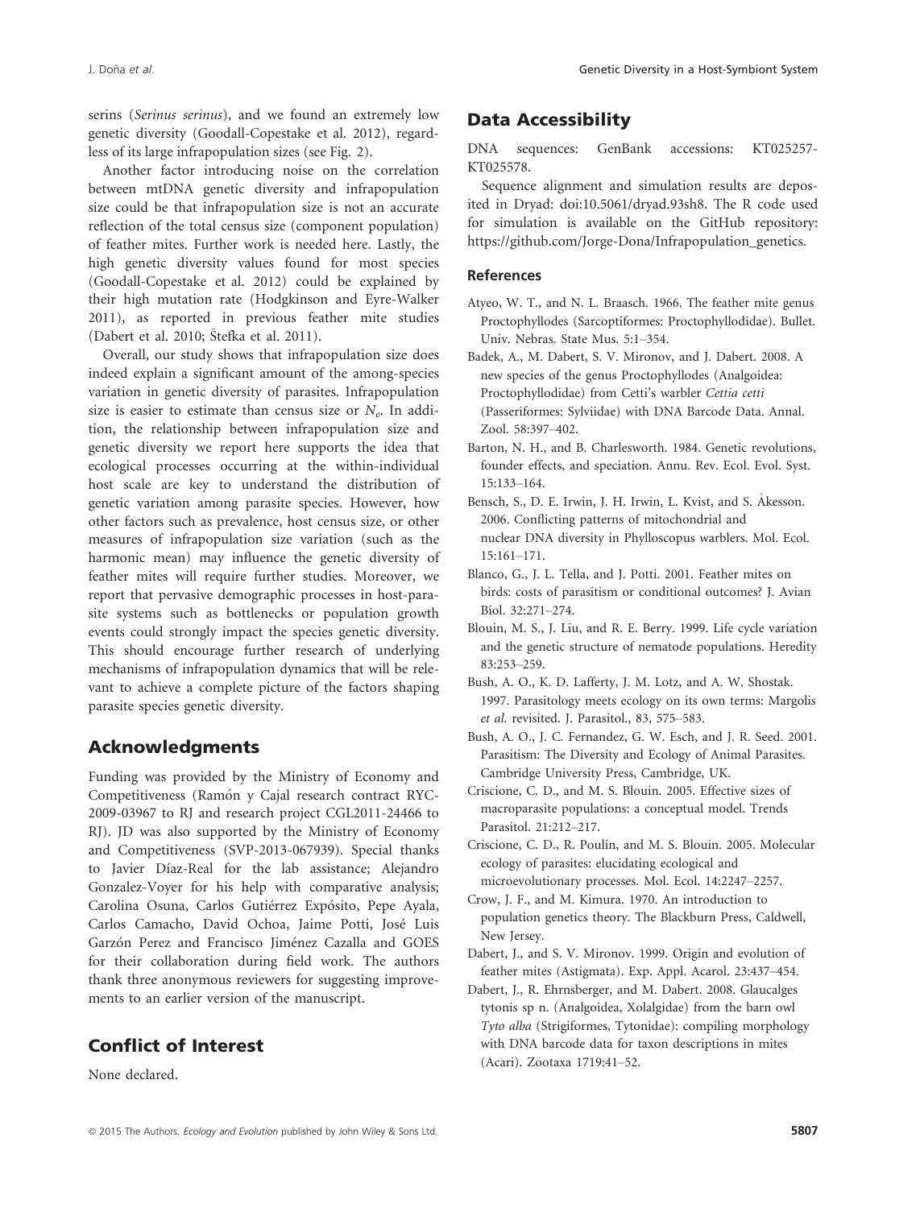serins (*Serinus serinus*), and we found an extremely low genetic diversity (Goodall-Copestake et al. 2012), regardless of its large infrapopulation sizes (see Fig. 2).

Another factor introducing noise on the correlation between mtDNA genetic diversity and infrapopulation size could be that infrapopulation size is not an accurate reflection of the total census size (component population) of feather mites. Further work is needed here. Lastly, the high genetic diversity values found for most species (Goodall-Copestake et al. 2012) could be explained by their high mutation rate (Hodgkinson and Eyre-Walker 2011), as reported in previous feather mite studies (Dabert et al. 2010; Štefka et al. 2011).

Overall, our study shows that infrapopulation size does indeed explain a significant amount of the among-species variation in genetic diversity of parasites. Infrapopulation size is easier to estimate than census size or $N_e$. In addition, the relationship between infrapopulation size and genetic diversity we report here supports the idea that ecological processes occurring at the within-individual host scale are key to understand the distribution of genetic variation among parasite species. However, how other factors such as prevalence, host census size, or other measures of infrapopulation size variation (such as the harmonic mean) may influence the genetic diversity of feather mites will require further studies. Moreover, we report that pervasive demographic processes in host-parasite systems such as bottlenecks or population growth events could strongly impact the species genetic diversity. This should encourage further research of underlying mechanisms of infrapopulation dynamics that will be relevant to achieve a complete picture of the factors shaping parasite species genetic diversity.

## Acknowledgments

Funding was provided by the Ministry of Economy and Competitiveness (Ramón y Cajal research contract RYC-2009-03967 to RJ and research project CGL2011-24466 to RJ). JD was also supported by the Ministry of Economy and Competitiveness (SVP-2013-067939). Special thanks to Javier Díaz-Real for the lab assistance; Alejandro Gonzalez-Voyer for his help with comparative analysis; Carolina Osuna, Carlos Gutiérrez Expósito, Pepe Ayala, Carlos Camacho, David Ochoa, Jaime Potti, José Luis Garzón Perez and Francisco Jiménez Cazalla and GOES for their collaboration during field work. The authors thank three anonymous reviewers for suggesting improvements to an earlier version of the manuscript.

## Conflict of Interest

None declared.

## Data Accessibility

DNA sequences: GenBank accessions: KT025257-KT025578.

Sequence alignment and simulation results are deposited in Dryad: doi:10.5061/dryad.93sh8. The R code used for simulation is available on the GitHub repository: https://github.com/Jorge-Dona/Infrapopulation_genetics.

### References

Atyeo, W. T., and N. L. Braasch. 1966. The feather mite genus Proctophyllodes (Sarcoptiformes: Proctophyllodidae). Bullet. Univ. Nebras. State Mus. 5:1–354.

Badek, A., M. Dabert, S. V. Mironov, and J. Dabert. 2008. A new species of the genus Proctophyllodes (Analgoidea: Proctophyllodidae) from Cetti's warbler *Cettia cetti* (Passeriformes: Sylviidae) with DNA Barcode Data. Annal. Zool. 58:397–402.

Barton, N. H., and B. Charlesworth. 1984. Genetic revolutions, founder effects, and speciation. Annu. Rev. Ecol. Evol. Syst. 15:133–164.

Bensch, S., D. E. Irwin, J. H. Irwin, L. Kvist, and S. Åkesson. 2006. Conflicting patterns of mitochondrial and nuclear DNA diversity in Phylloscopus warblers. Mol. Ecol. 15:161–171.

Blanco, G., J. L. Tella, and J. Potti. 2001. Feather mites on birds: costs of parasitism or conditional outcomes? J. Avian Biol. 32:271–274.

Blouin, M. S., J. Liu, and R. E. Berry. 1999. Life cycle variation and the genetic structure of nematode populations. Heredity 83:253–259.

Bush, A. O., K. D. Lafferty, J. M. Lotz, and A. W. Shostak. 1997. Parasitology meets ecology on its own terms: Margolis *et al.* revisited. J. Parasitol., 83, 575–583.

Bush, A. O., J. C. Fernandez, G. W. Esch, and J. R. Seed. 2001. Parasitism: The Diversity and Ecology of Animal Parasites. Cambridge University Press, Cambridge, UK.

Criscione, C. D., and M. S. Blouin. 2005. Effective sizes of macroparasite populations: a conceptual model. Trends Parasitol. 21:212–217.

Criscione, C. D., R. Poulin, and M. S. Blouin. 2005. Molecular ecology of parasites: elucidating ecological and microevolutionary processes. Mol. Ecol. 14:2247–2257.

Crow, J. F., and M. Kimura. 1970. An introduction to population genetics theory. The Blackburn Press, Caldwell, New Jersey.

Dabert, J., and S. V. Mironov. 1999. Origin and evolution of feather mites (Astigmata). Exp. Appl. Acarol. 23:437–454.

Dabert, J., R. Ehrnsberger, and M. Dabert. 2008. Glaucalges tytonis sp n. (Analgoidea, Xolalgidae) from the barn owl *Tyto alba* (Strigiformes, Tytonidae): compiling morphology with DNA barcode data for taxon descriptions in mites (Acari). Zootaxa 1719:41–52.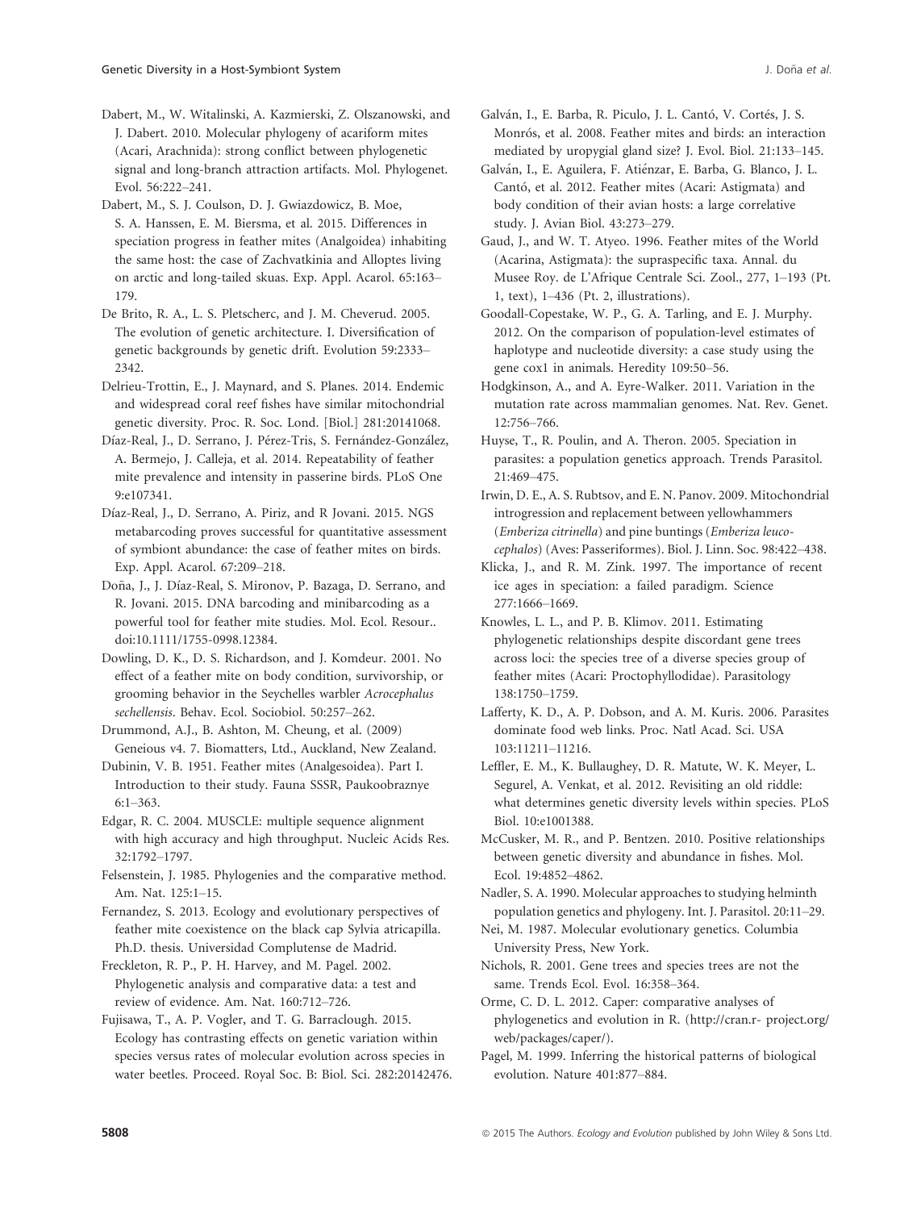Dabert, M., W. Witalinski, A. Kazmierski, Z. Olszanowski, and J. Dabert. 2010. Molecular phylogeny of acariform mites (Acari, Arachnida): strong conflict between phylogenetic signal and long-branch attraction artifacts. Mol. Phylogenet. Evol. 56:222–241.

Dabert, M., S. J. Coulson, D. J. Gwiazdowicz, B. Moe, S. A. Hanssen, E. M. Biersma, et al. 2015. Differences in speciation progress in feather mites (Analgoidea) inhabiting the same host: the case of Zachvatkinia and Alloptes living on arctic and long-tailed skuas. Exp. Appl. Acarol. 65:163–179.

De Brito, R. A., L. S. Pletscherc, and J. M. Cheverud. 2005. The evolution of genetic architecture. I. Diversification of genetic backgrounds by genetic drift. Evolution 59:2333–2342.

Delrieu-Trottin, E., J. Maynard, and S. Planes. 2014. Endemic and widespread coral reef fishes have similar mitochondrial genetic diversity. Proc. R. Soc. Lond. [Biol.] 281:20141068.

Díaz-Real, J., D. Serrano, J. Pérez-Tris, S. Fernández-González, A. Bermejo, J. Calleja, et al. 2014. Repeatability of feather mite prevalence and intensity in passerine birds. PLoS One 9:e107341.

Díaz-Real, J., D. Serrano, A. Piriz, and R Jovani. 2015. NGS metabarcoding proves successful for quantitative assessment of symbiont abundance: the case of feather mites on birds. Exp. Appl. Acarol. 67:209–218.

Doña, J., J. Díaz-Real, S. Mironov, P. Bazaga, D. Serrano, and R. Jovani. 2015. DNA barcoding and minibarcoding as a powerful tool for feather mite studies. Mol. Ecol. Resour.. doi:10.1111/1755-0998.12384.

Dowling, D. K., D. S. Richardson, and J. Komdeur. 2001. No effect of a feather mite on body condition, survivorship, or grooming behavior in the Seychelles warbler *Acrocephalus sechellensis*. Behav. Ecol. Sociobiol. 50:257–262.

Drummond, A.J., B. Ashton, M. Cheung, et al. (2009) Geneious v4. 7. Biomatters, Ltd., Auckland, New Zealand.

Dubinin, V. B. 1951. Feather mites (Analgesoidea). Part I. Introduction to their study. Fauna SSSR, Paukoobraznye 6:1–363.

Edgar, R. C. 2004. MUSCLE: multiple sequence alignment with high accuracy and high throughput. Nucleic Acids Res. 32:1792–1797.

Felsenstein, J. 1985. Phylogenies and the comparative method. Am. Nat. 125:1–15.

Fernandez, S. 2013. Ecology and evolutionary perspectives of feather mite coexistence on the black cap Sylvia atricapilla. Ph.D. thesis. Universidad Complutense de Madrid.

Freckleton, R. P., P. H. Harvey, and M. Pagel. 2002. Phylogenetic analysis and comparative data: a test and review of evidence. Am. Nat. 160:712–726.

Fujisawa, T., A. P. Vogler, and T. G. Barraclough. 2015. Ecology has contrasting effects on genetic variation within species versus rates of molecular evolution across species in water beetles. Proceed. Royal Soc. B: Biol. Sci. 282:20142476.

Galván, I., E. Barba, R. Piculo, J. L. Cantó, V. Cortés, J. S. Monrós, et al. 2008. Feather mites and birds: an interaction mediated by uropygial gland size? J. Evol. Biol. 21:133–145.

Galván, I., E. Aguilera, F. Atiénzar, E. Barba, G. Blanco, J. L. Cantó, et al. 2012. Feather mites (Acari: Astigmata) and body condition of their avian hosts: a large correlative study. J. Avian Biol. 43:273–279.

Gaud, J., and W. T. Atyeo. 1996. Feather mites of the World (Acarina, Astigmata): the supraspecific taxa. Annal. du Musee Roy. de L'Afrique Centrale Sci. Zool., 277, 1–193 (Pt. 1, text), 1–436 (Pt. 2, illustrations).

Goodall-Copestake, W. P., G. A. Tarling, and E. J. Murphy. 2012. On the comparison of population-level estimates of haplotype and nucleotide diversity: a case study using the gene cox1 in animals. Heredity 109:50–56.

Hodgkinson, A., and A. Eyre-Walker. 2011. Variation in the mutation rate across mammalian genomes. Nat. Rev. Genet. 12:756–766.

Huyse, T., R. Poulin, and A. Theron. 2005. Speciation in parasites: a population genetics approach. Trends Parasitol. 21:469–475.

Irwin, D. E., A. S. Rubtsov, and E. N. Panov. 2009. Mitochondrial introgression and replacement between yellowhammers (*Emberiza citrinella*) and pine buntings (*Emberiza leucocephalos*) (Aves: Passeriformes). Biol. J. Linn. Soc. 98:422–438.

Klicka, J., and R. M. Zink. 1997. The importance of recent ice ages in speciation: a failed paradigm. Science 277:1666–1669.

Knowles, L. L., and P. B. Klimov. 2011. Estimating phylogenetic relationships despite discordant gene trees across loci: the species tree of a diverse species group of feather mites (Acari: Proctophyllodidae). Parasitology 138:1750–1759.

Lafferty, K. D., A. P. Dobson, and A. M. Kuris. 2006. Parasites dominate food web links. Proc. Natl Acad. Sci. USA 103:11211–11216.

Leffler, E. M., K. Bullaughey, D. R. Matute, W. K. Meyer, L. Segurel, A. Venkat, et al. 2012. Revisiting an old riddle: what determines genetic diversity levels within species. PLoS Biol. 10:e1001388.

McCusker, M. R., and P. Bentzen. 2010. Positive relationships between genetic diversity and abundance in fishes. Mol. Ecol. 19:4852–4862.

Nadler, S. A. 1990. Molecular approaches to studying helminth population genetics and phylogeny. Int. J. Parasitol. 20:11–29.

Nei, M. 1987. Molecular evolutionary genetics. Columbia University Press, New York.

Nichols, R. 2001. Gene trees and species trees are not the same. Trends Ecol. Evol. 16:358–364.

Orme, C. D. L. 2012. Caper: comparative analyses of phylogenetics and evolution in R. (http://cran.r- project.org/web/packages/caper/).

Pagel, M. 1999. Inferring the historical patterns of biological evolution. Nature 401:877–884.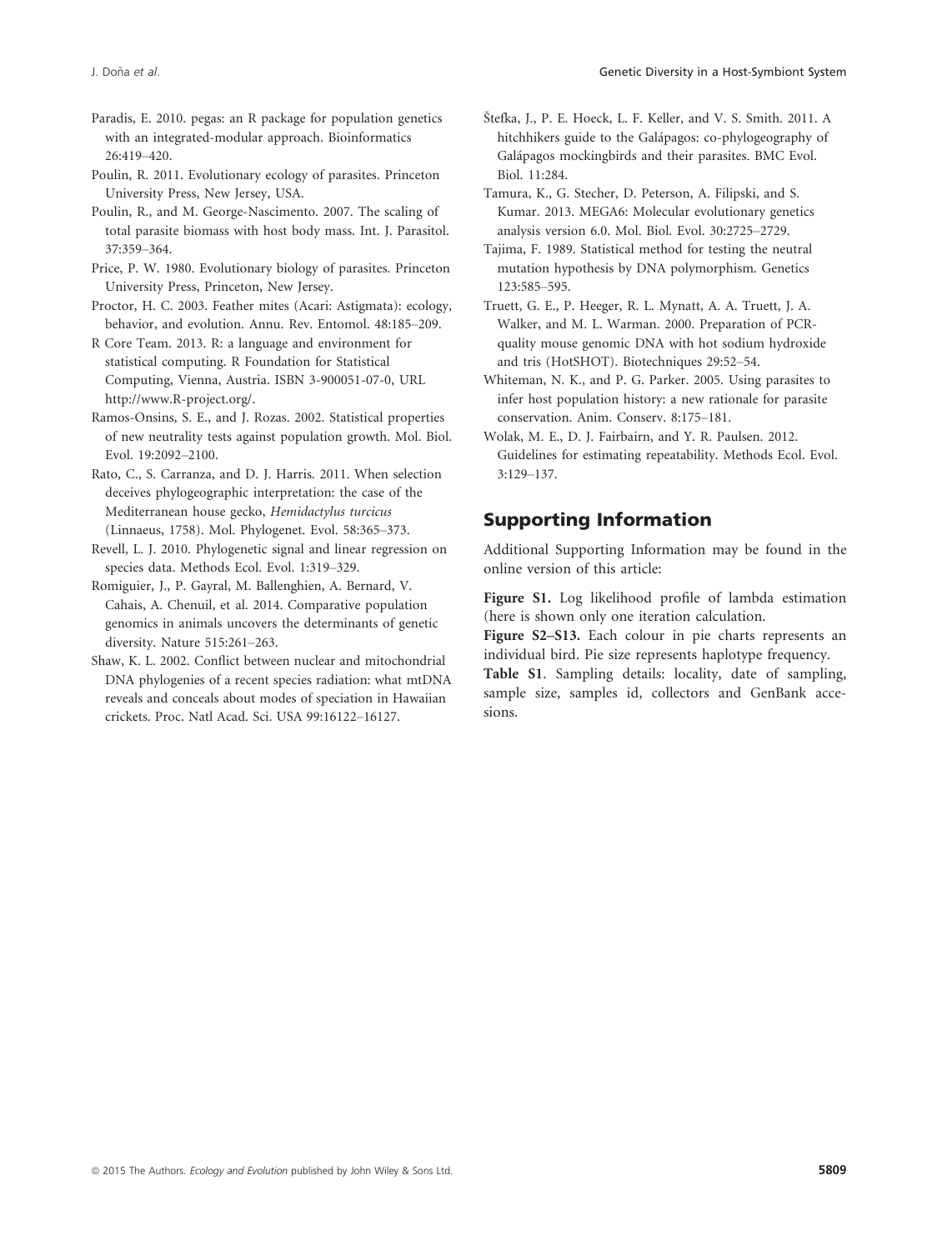Paradis, E. 2010. pegas: an R package for population genetics with an integrated-modular approach. Bioinformatics 26:419–420.

Poulin, R. 2011. Evolutionary ecology of parasites. Princeton University Press, New Jersey, USA.

Poulin, R., and M. George-Nascimento. 2007. The scaling of total parasite biomass with host body mass. Int. J. Parasitol. 37:359–364.

Price, P. W. 1980. Evolutionary biology of parasites. Princeton University Press, Princeton, New Jersey.

Proctor, H. C. 2003. Feather mites (Acari: Astigmata): ecology, behavior, and evolution. Annu. Rev. Entomol. 48:185–209.

R Core Team. 2013. R: a language and environment for statistical computing. R Foundation for Statistical Computing, Vienna, Austria. ISBN 3-900051-07-0, URL http://www.R-project.org/.

Ramos-Onsins, S. E., and J. Rozas. 2002. Statistical properties of new neutrality tests against population growth. Mol. Biol. Evol. 19:2092–2100.

Rato, C., S. Carranza, and D. J. Harris. 2011. When selection deceives phylogeographic interpretation: the case of the Mediterranean house gecko, *Hemidactylus turcicus* (Linnaeus, 1758). Mol. Phylogenet. Evol. 58:365–373.

Revell, L. J. 2010. Phylogenetic signal and linear regression on species data. Methods Ecol. Evol. 1:319–329.

Romiguier, J., P. Gayral, M. Ballenghien, A. Bernard, V. Cahais, A. Chenuil, et al. 2014. Comparative population genomics in animals uncovers the determinants of genetic diversity. Nature 515:261–263.

Shaw, K. L. 2002. Conflict between nuclear and mitochondrial DNA phylogenies of a recent species radiation: what mtDNA reveals and conceals about modes of speciation in Hawaiian crickets. Proc. Natl Acad. Sci. USA 99:16122–16127.

Štefka, J., P. E. Hoeck, L. F. Keller, and V. S. Smith. 2011. A hitchhikers guide to the Galápagos: co-phylogeography of Galápagos mockingbirds and their parasites. BMC Evol. Biol. 11:284.

Tamura, K., G. Stecher, D. Peterson, A. Filipski, and S. Kumar. 2013. MEGA6: Molecular evolutionary genetics analysis version 6.0. Mol. Biol. Evol. 30:2725–2729.

Tajima, F. 1989. Statistical method for testing the neutral mutation hypothesis by DNA polymorphism. Genetics 123:585–595.

Truett, G. E., P. Heeger, R. L. Mynatt, A. A. Truett, J. A. Walker, and M. L. Warman. 2000. Preparation of PCR-quality mouse genomic DNA with hot sodium hydroxide and tris (HotSHOT). Biotechniques 29:52–54.

Whiteman, N. K., and P. G. Parker. 2005. Using parasites to infer host population history: a new rationale for parasite conservation. Anim. Conserv. 8:175–181.

Wolak, M. E., D. J. Fairbairn, and Y. R. Paulsen. 2012. Guidelines for estimating repeatability. Methods Ecol. Evol. 3:129–137.

## Supporting Information

Additional Supporting Information may be found in the online version of this article:

**Figure S1.** Log likelihood profile of lambda estimation (here is shown only one iteration calculation.

**Figure S2–S13.** Each colour in pie charts represents an individual bird. Pie size represents haplotype frequency.

**Table S1**. Sampling details: locality, date of sampling, sample size, samples id, collectors and GenBank accesions.